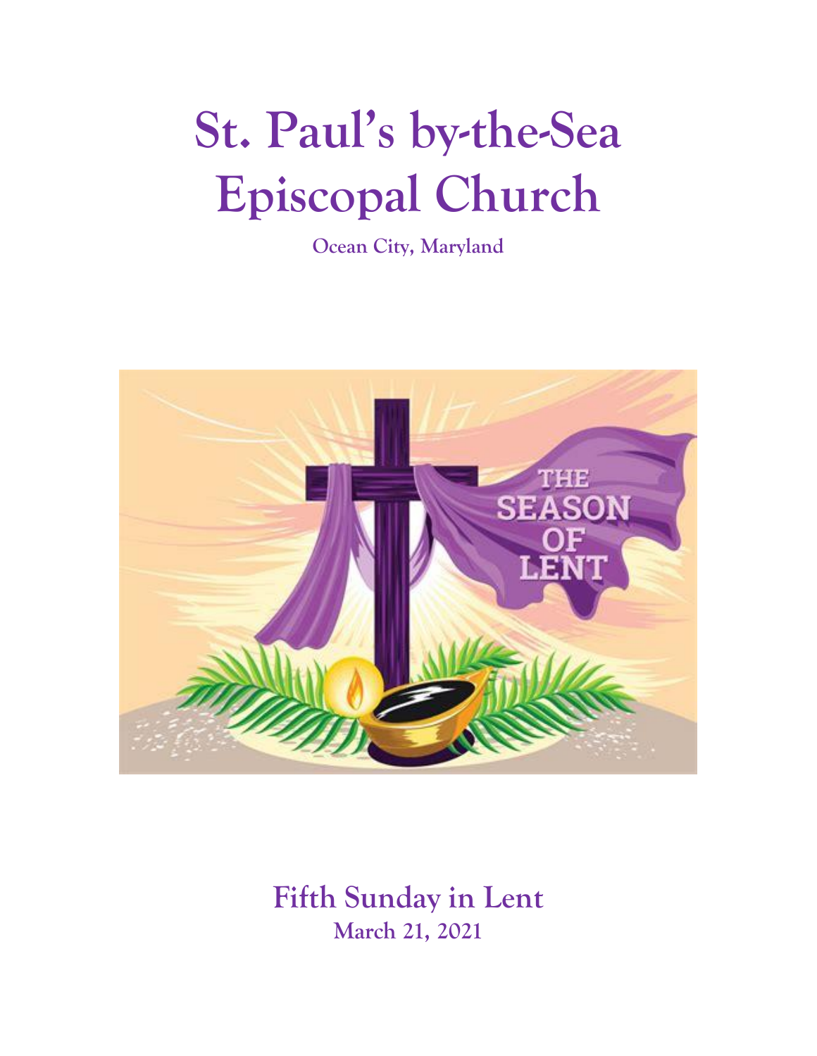# St. Paul's by-the-Sea Episcopal Church

**Ocean City, Maryland**

## Fifth Sunday in Lent

**March 21, 2021**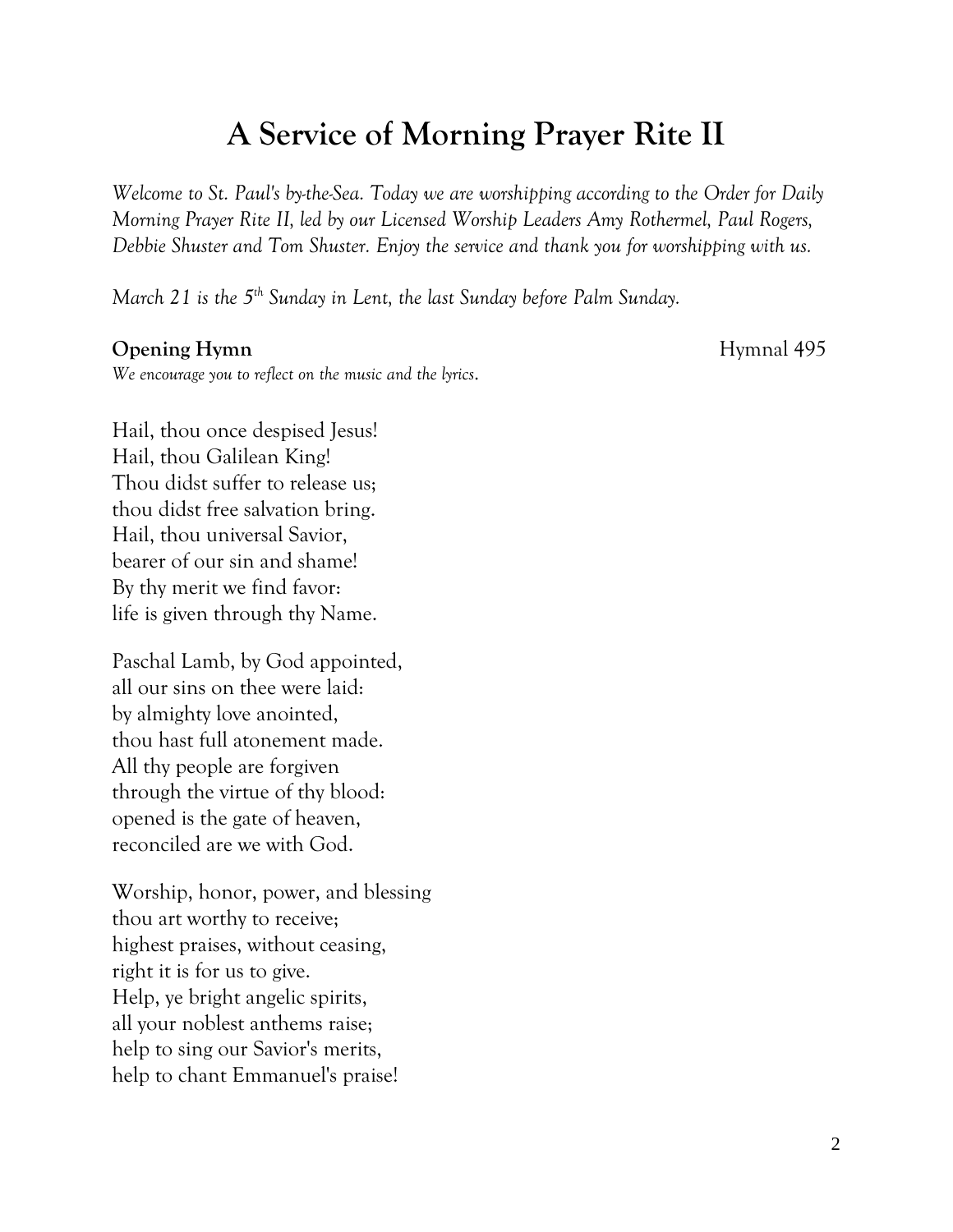# A Service of Morning Prayer Rite II

*Welcome to St. Paul's by-the-Sea. Today we are worshipping according to the Order for Daily Morning Prayer Rite II, led by our Licensed Worship Leaders Amy Rothermel, Paul Rogers, Debbie Shuster and Tom Shuster. Enjoy the service and thank you for worshipping with us.*

*March 21 is the 5th Sunday in Lent, the last Sunday before Palm Sunday.*

**Opening Hymn** Hymnal 495

*We encourage you to reflect on the music and the lyrics.*

Hail, thou once despised Jesus!
Hail, thou Galilean King!
Thou didst suffer to release us;
thou didst free salvation bring.
Hail, thou universal Savior,
bearer of our sin and shame!
By thy merit we find favor:
life is given through thy Name.

Paschal Lamb, by God appointed,
all our sins on thee were laid:
by almighty love anointed,
thou hast full atonement made.
All thy people are forgiven
through the virtue of thy blood:
opened is the gate of heaven,
reconciled are we with God.

Worship, honor, power, and blessing
thou art worthy to receive;
highest praises, without ceasing,
right it is for us to give.
Help, ye bright angelic spirits,
all your noblest anthems raise;
help to sing our Savior's merits,
help to chant Emmanuel's praise!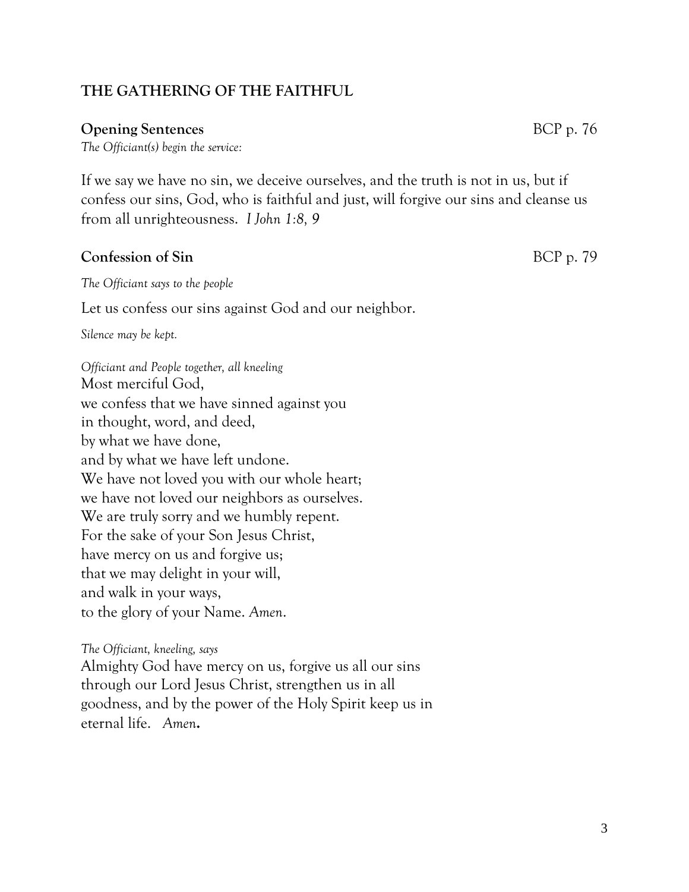## THE GATHERING OF THE FAITHFUL

**Opening Sentences** BCP p. 76

*The Officiant(s) begin the service:*

If we say we have no sin, we deceive ourselves, and the truth is not in us, but if confess our sins, God, who is faithful and just, will forgive our sins and cleanse us from all unrighteousness. *I John 1:8, 9*

**Confession of Sin** BCP p. 79

*The Officiant says to the people*

Let us confess our sins against God and our neighbor.

*Silence may be kept.*

*Officiant and People together, all kneeling*

Most merciful God,  
we confess that we have sinned against you  
in thought, word, and deed,  
by what we have done,  
and by what we have left undone.  
We have not loved you with our whole heart;  
we have not loved our neighbors as ourselves.  
We are truly sorry and we humbly repent.  
For the sake of your Son Jesus Christ,  
have mercy on us and forgive us;  
that we may delight in your will,  
and walk in your ways,  
to the glory of your Name. *Amen*.

*The Officiant, kneeling, says*

Almighty God have mercy on us, forgive us all our sins through our Lord Jesus Christ, strengthen us in all goodness, and by the power of the Holy Spirit keep us in eternal life. *Amen***.**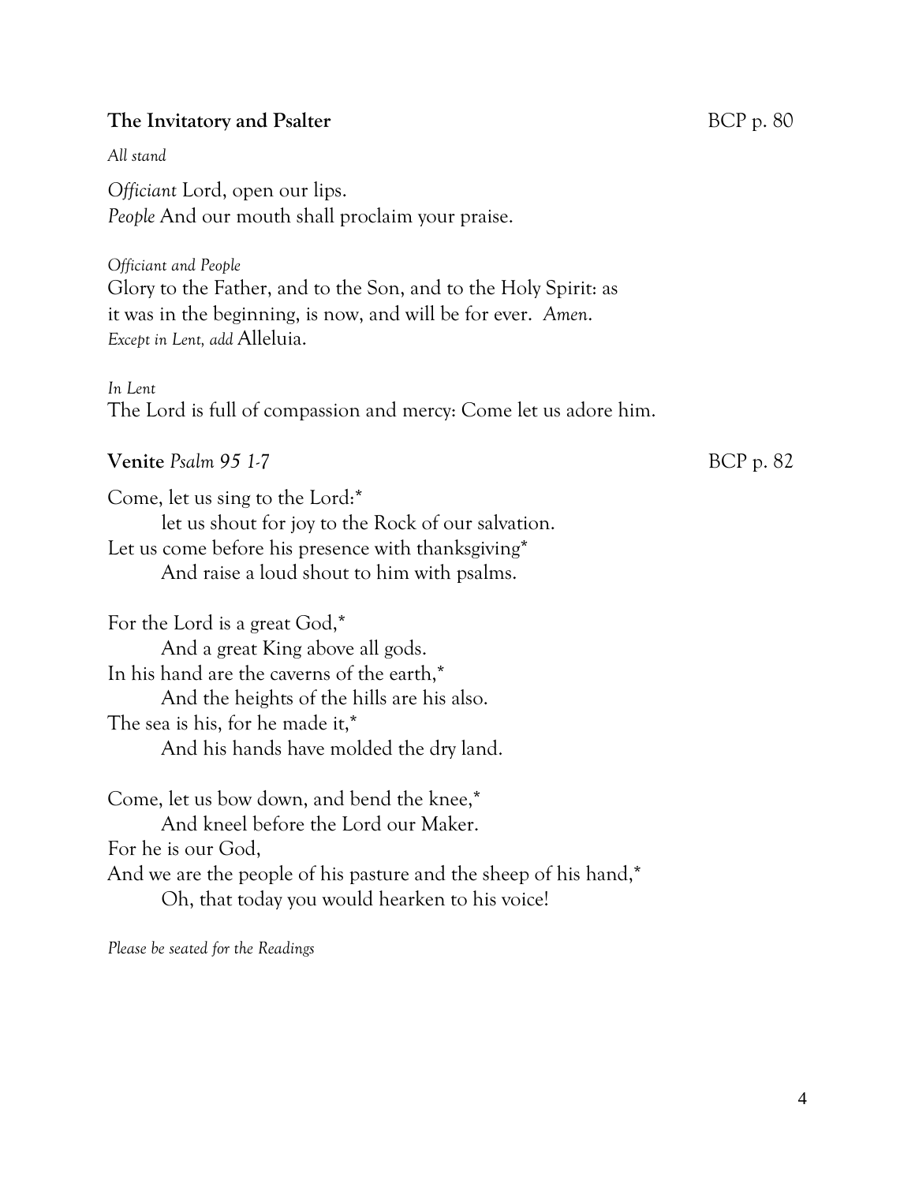**The Invitatory and Psalter** BCP p. 80

*All stand*

*Officiant* Lord, open our lips.
*People* And our mouth shall proclaim your praise.

*Officiant and People*
Glory to the Father, and to the Son, and to the Holy Spirit: as it was in the beginning, is now, and will be for ever. *Amen.*
*Except in Lent, add* Alleluia.

*In Lent*
The Lord is full of compassion and mercy: Come let us adore him.

**Venite** *Psalm 95 1-7* BCP p. 82

Come, let us sing to the Lord:*
  let us shout for joy to the Rock of our salvation.
Let us come before his presence with thanksgiving*
  And raise a loud shout to him with psalms.

For the Lord is a great God,*
  And a great King above all gods.
In his hand are the caverns of the earth,*
  And the heights of the hills are his also.
The sea is his, for he made it,*
  And his hands have molded the dry land.

Come, let us bow down, and bend the knee,*
  And kneel before the Lord our Maker.
For he is our God,
And we are the people of his pasture and the sheep of his hand,*
  Oh, that today you would hearken to his voice!

*Please be seated for the Readings*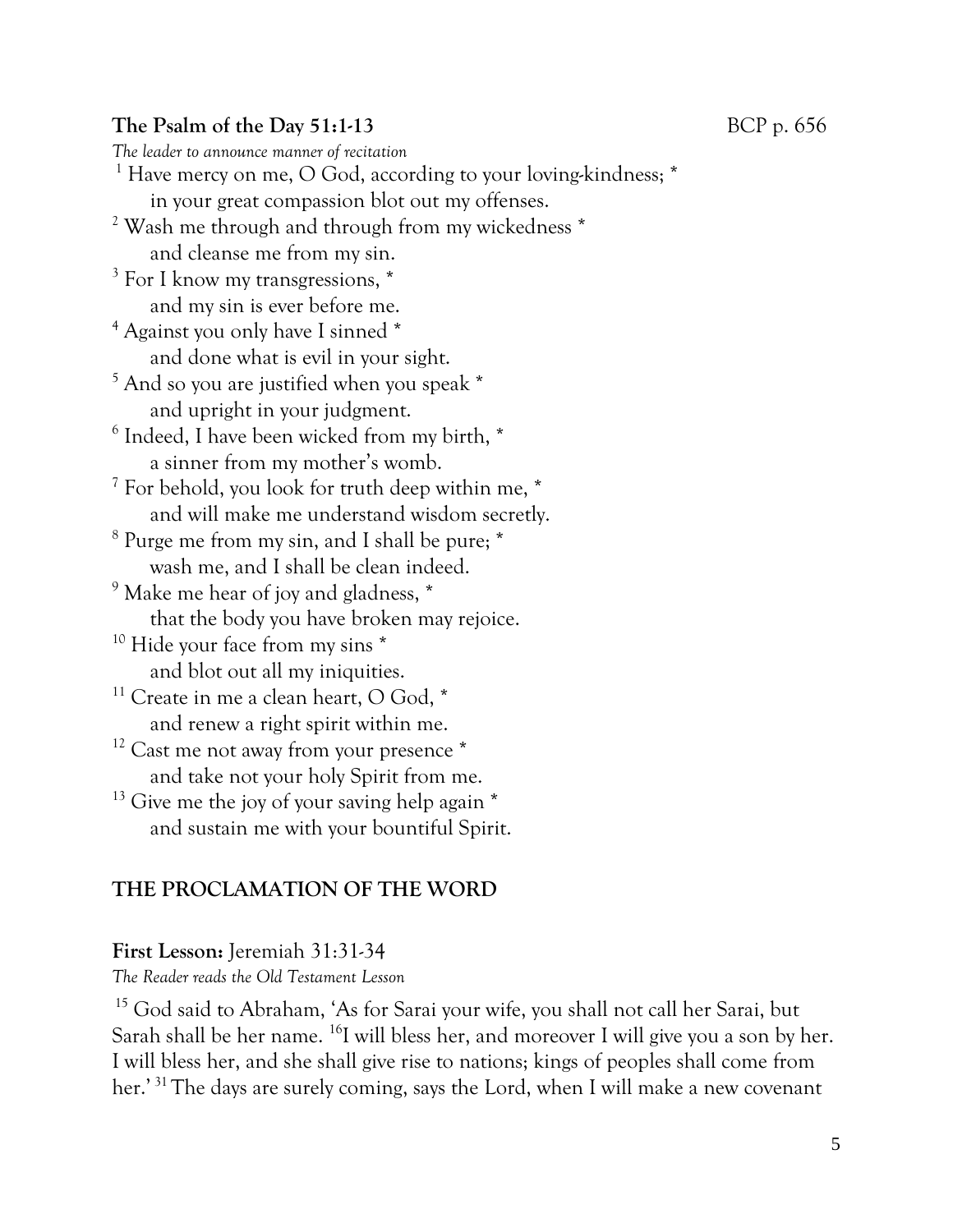**The Psalm of the Day 51:1-13** BCP p. 656

*The leader to announce manner of recitation*

[1] Have mercy on me, O God, according to your loving-kindness; *
in your great compassion blot out my offenses.

[2] Wash me through and through from my wickedness *
and cleanse me from my sin.

[3] For I know my transgressions, *
and my sin is ever before me.

[4] Against you only have I sinned *
and done what is evil in your sight.

[5] And so you are justified when you speak *
and upright in your judgment.

[6] Indeed, I have been wicked from my birth, *
a sinner from my mother's womb.

[7] For behold, you look for truth deep within me, *
and will make me understand wisdom secretly.

[8] Purge me from my sin, and I shall be pure; *
wash me, and I shall be clean indeed.

[9] Make me hear of joy and gladness, *
that the body you have broken may rejoice.

[10] Hide your face from my sins *
and blot out all my iniquities.

[11] Create in me a clean heart, O God, *
and renew a right spirit within me.

[12] Cast me not away from your presence *
and take not your holy Spirit from me.

[13] Give me the joy of your saving help again *
and sustain me with your bountiful Spirit.

## THE PROCLAMATION OF THE WORD

**First Lesson:** Jeremiah 31:31-34

*The Reader reads the Old Testament Lesson*

[15] God said to Abraham, 'As for Sarai your wife, you shall not call her Sarai, but Sarah shall be her name. [16]I will bless her, and moreover I will give you a son by her. I will bless her, and she shall give rise to nations; kings of peoples shall come from her.' [31] The days are surely coming, says the Lord, when I will make a new covenant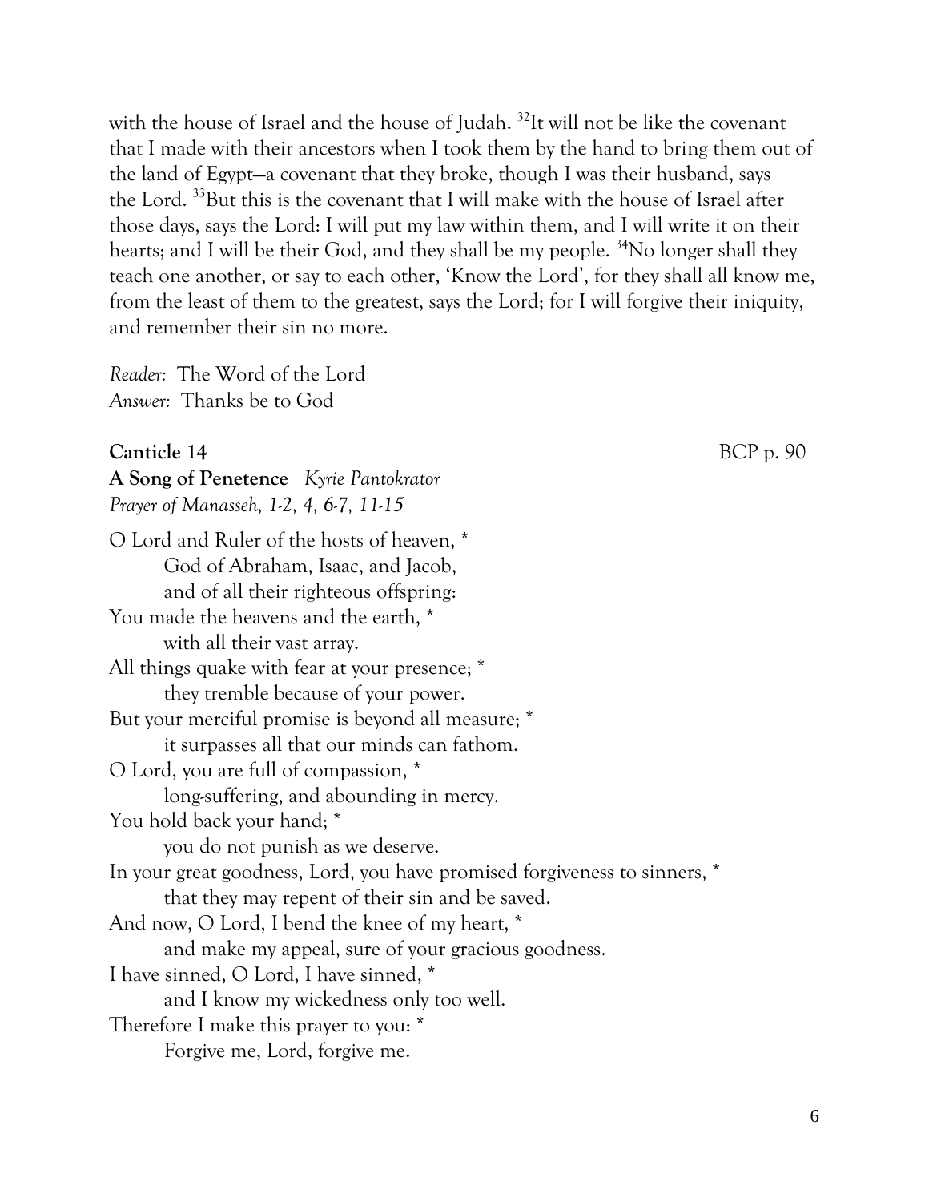with the house of Israel and the house of Judah. [32]It will not be like the covenant that I made with their ancestors when I took them by the hand to bring them out of the land of Egypt—a covenant that they broke, though I was their husband, says the Lord. [33]But this is the covenant that I will make with the house of Israel after those days, says the Lord: I will put my law within them, and I will write it on their hearts; and I will be their God, and they shall be my people. [34]No longer shall they teach one another, or say to each other, 'Know the Lord', for they shall all know me, from the least of them to the greatest, says the Lord; for I will forgive their iniquity, and remember their sin no more.

*Reader:* The Word of the Lord
*Answer:* Thanks be to God

**Canticle 14** BCP p. 90

**A Song of Penetence** *Kyrie Pantokrator*
*Prayer of Manasseh, 1-2, 4, 6-7, 11-15*

O Lord and Ruler of the hosts of heaven, *
    God of Abraham, Isaac, and Jacob,
    and of all their righteous offspring:
You made the heavens and the earth, *
    with all their vast array.
All things quake with fear at your presence; *
    they tremble because of your power.
But your merciful promise is beyond all measure; *
    it surpasses all that our minds can fathom.
O Lord, you are full of compassion, *
    long-suffering, and abounding in mercy.
You hold back your hand; *
    you do not punish as we deserve.
In your great goodness, Lord, you have promised forgiveness to sinners, *
    that they may repent of their sin and be saved.
And now, O Lord, I bend the knee of my heart, *
    and make my appeal, sure of your gracious goodness.
I have sinned, O Lord, I have sinned, *
    and I know my wickedness only too well.
Therefore I make this prayer to you: *
    Forgive me, Lord, forgive me.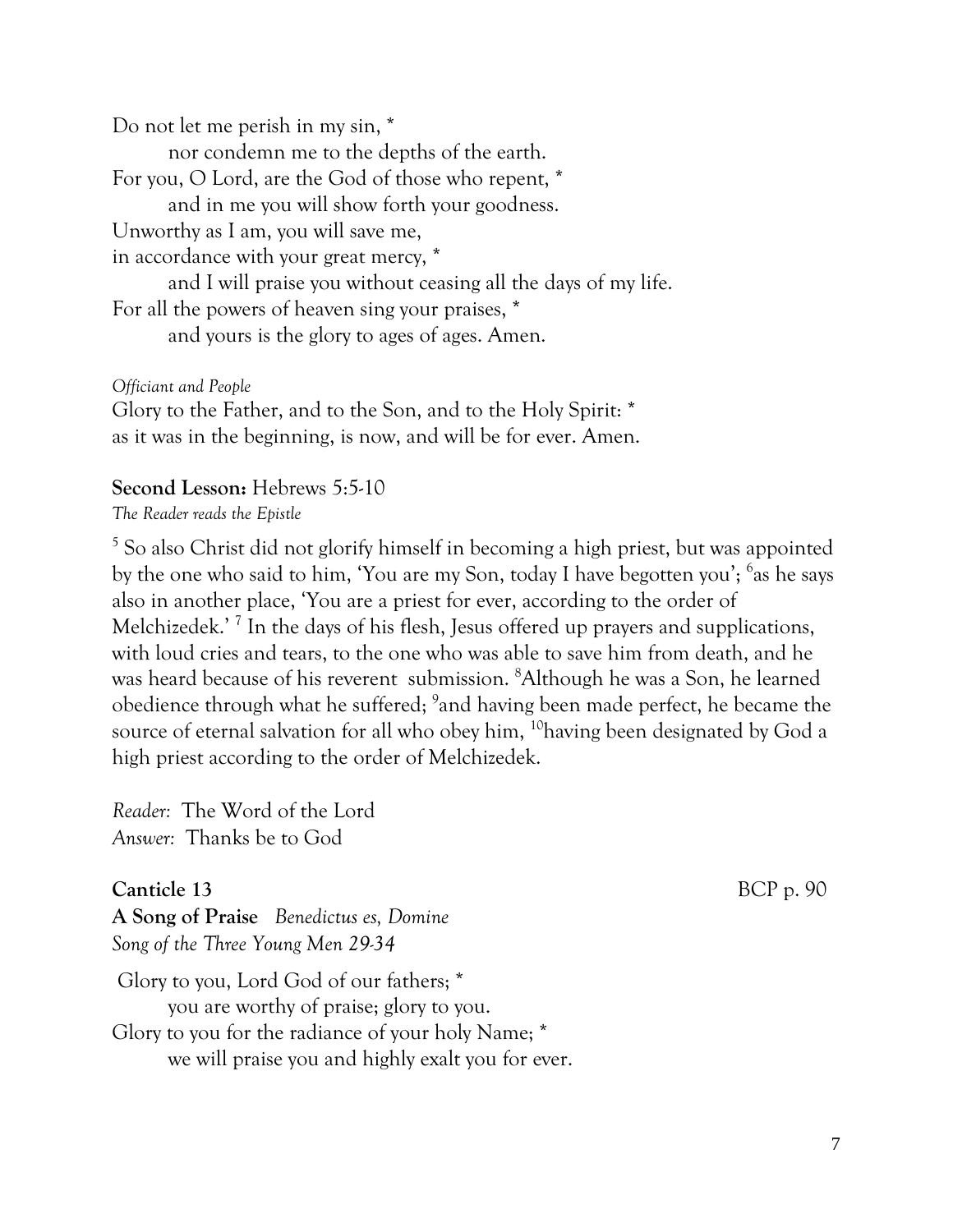Do not let me perish in my sin, *
  nor condemn me to the depths of the earth.
For you, O Lord, are the God of those who repent, *
  and in me you will show forth your goodness.
Unworthy as I am, you will save me,
in accordance with your great mercy, *
  and I will praise you without ceasing all the days of my life.
For all the powers of heaven sing your praises, *
  and yours is the glory to ages of ages. Amen.

*Officiant and People*
Glory to the Father, and to the Son, and to the Holy Spirit: *
as it was in the beginning, is now, and will be for ever. Amen.

**Second Lesson:** Hebrews 5:5-10
*The Reader reads the Epistle*

[5] So also Christ did not glorify himself in becoming a high priest, but was appointed by the one who said to him, 'You are my Son, today I have begotten you'; [6]as he says also in another place, 'You are a priest for ever, according to the order of Melchizedek.' [7] In the days of his flesh, Jesus offered up prayers and supplications, with loud cries and tears, to the one who was able to save him from death, and he was heard because of his reverent submission. [8]Although he was a Son, he learned obedience through what he suffered; [9]and having been made perfect, he became the source of eternal salvation for all who obey him, [10]having been designated by God a high priest according to the order of Melchizedek.

*Reader:* The Word of the Lord
*Answer:* Thanks be to God

**Canticle 13** BCP p. 90
**A Song of Praise** *Benedictus es, Domine*
*Song of the Three Young Men 29-34*

Glory to you, Lord God of our fathers; *
  you are worthy of praise; glory to you.
Glory to you for the radiance of your holy Name; *
  we will praise you and highly exalt you for ever.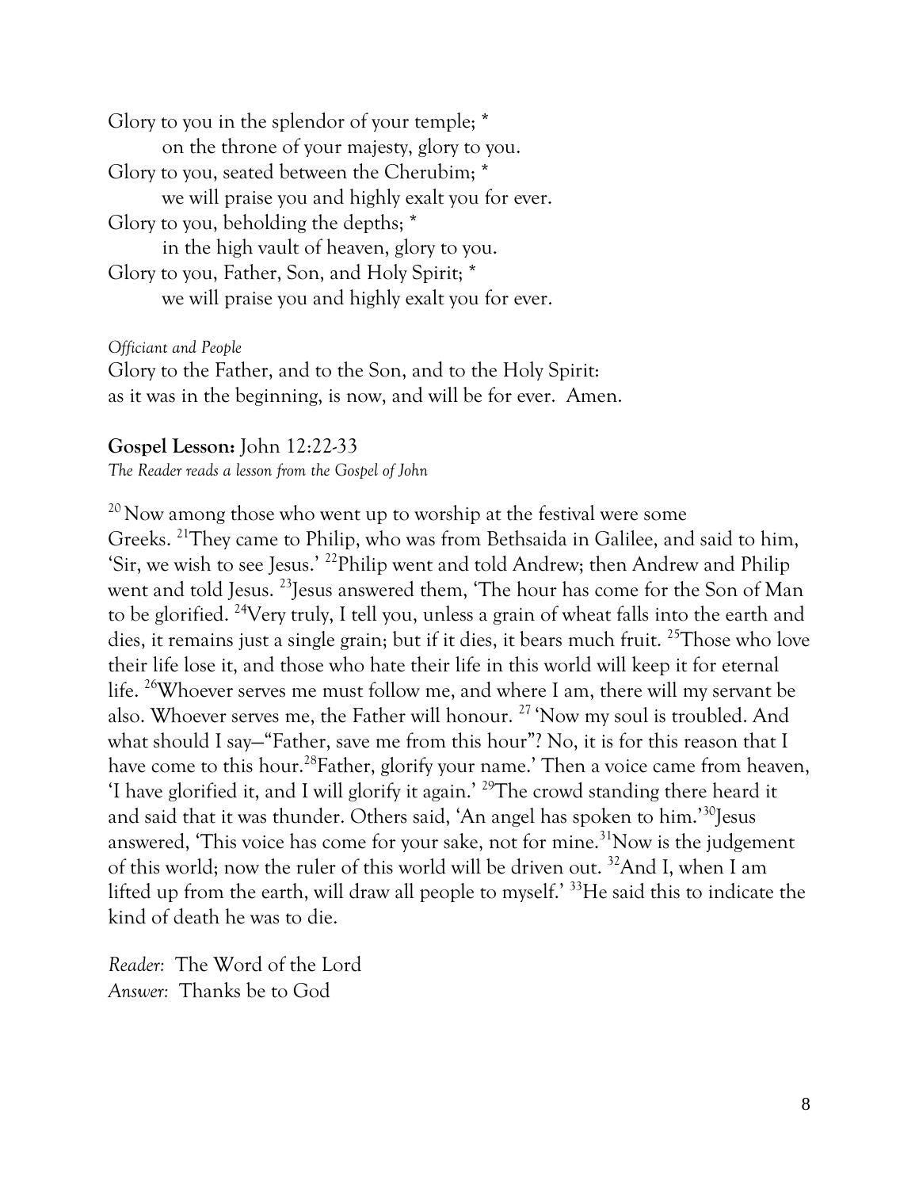Glory to you in the splendor of your temple; *
    on the throne of your majesty, glory to you.
Glory to you, seated between the Cherubim; *
    we will praise you and highly exalt you for ever.
Glory to you, beholding the depths; *
    in the high vault of heaven, glory to you.
Glory to you, Father, Son, and Holy Spirit; *
    we will praise you and highly exalt you for ever.

*Officiant and People*
Glory to the Father, and to the Son, and to the Holy Spirit:
as it was in the beginning, is now, and will be for ever. Amen.

**Gospel Lesson:** John 12:22-33
*The Reader reads a lesson from the Gospel of John*

[20] Now among those who went up to worship at the festival were some Greeks. [21] They came to Philip, who was from Bethsaida in Galilee, and said to him, 'Sir, we wish to see Jesus.' [22] Philip went and told Andrew; then Andrew and Philip went and told Jesus. [23] Jesus answered them, 'The hour has come for the Son of Man to be glorified. [24] Very truly, I tell you, unless a grain of wheat falls into the earth and dies, it remains just a single grain; but if it dies, it bears much fruit. [25] Those who love their life lose it, and those who hate their life in this world will keep it for eternal life. [26] Whoever serves me must follow me, and where I am, there will my servant be also. Whoever serves me, the Father will honour. [27] 'Now my soul is troubled. And what should I say—"Father, save me from this hour"? No, it is for this reason that I have come to this hour. [28] Father, glorify your name.' Then a voice came from heaven, 'I have glorified it, and I will glorify it again.' [29] The crowd standing there heard it and said that it was thunder. Others said, 'An angel has spoken to him.' [30] Jesus answered, 'This voice has come for your sake, not for mine. [31] Now is the judgement of this world; now the ruler of this world will be driven out. [32] And I, when I am lifted up from the earth, will draw all people to myself.' [33] He said this to indicate the kind of death he was to die.

*Reader:* The Word of the Lord
*Answer:* Thanks be to God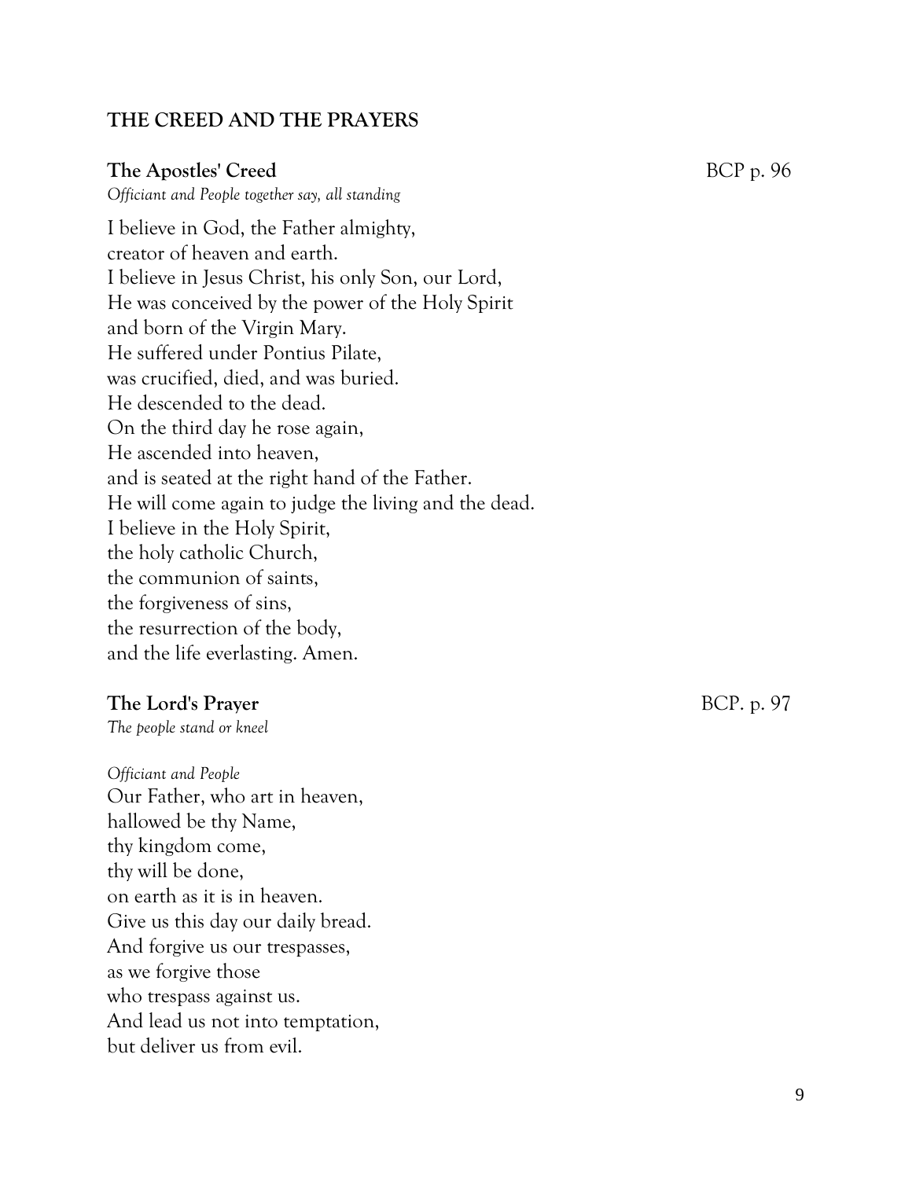## THE CREED AND THE PRAYERS

**The Apostles' Creed** BCP p. 96

*Officiant and People together say, all standing*

I believe in God, the Father almighty,
creator of heaven and earth.
I believe in Jesus Christ, his only Son, our Lord,
He was conceived by the power of the Holy Spirit
and born of the Virgin Mary.
He suffered under Pontius Pilate,
was crucified, died, and was buried.
He descended to the dead.
On the third day he rose again,
He ascended into heaven,
and is seated at the right hand of the Father.
He will come again to judge the living and the dead.
I believe in the Holy Spirit,
the holy catholic Church,
the communion of saints,
the forgiveness of sins,
the resurrection of the body,
and the life everlasting. Amen.

**The Lord's Prayer** BCP. p. 97

*The people stand or kneel*

*Officiant and People*
Our Father, who art in heaven,
hallowed be thy Name,
thy kingdom come,
thy will be done,
on earth as it is in heaven.
Give us this day our daily bread.
And forgive us our trespasses,
as we forgive those
who trespass against us.
And lead us not into temptation,
but deliver us from evil.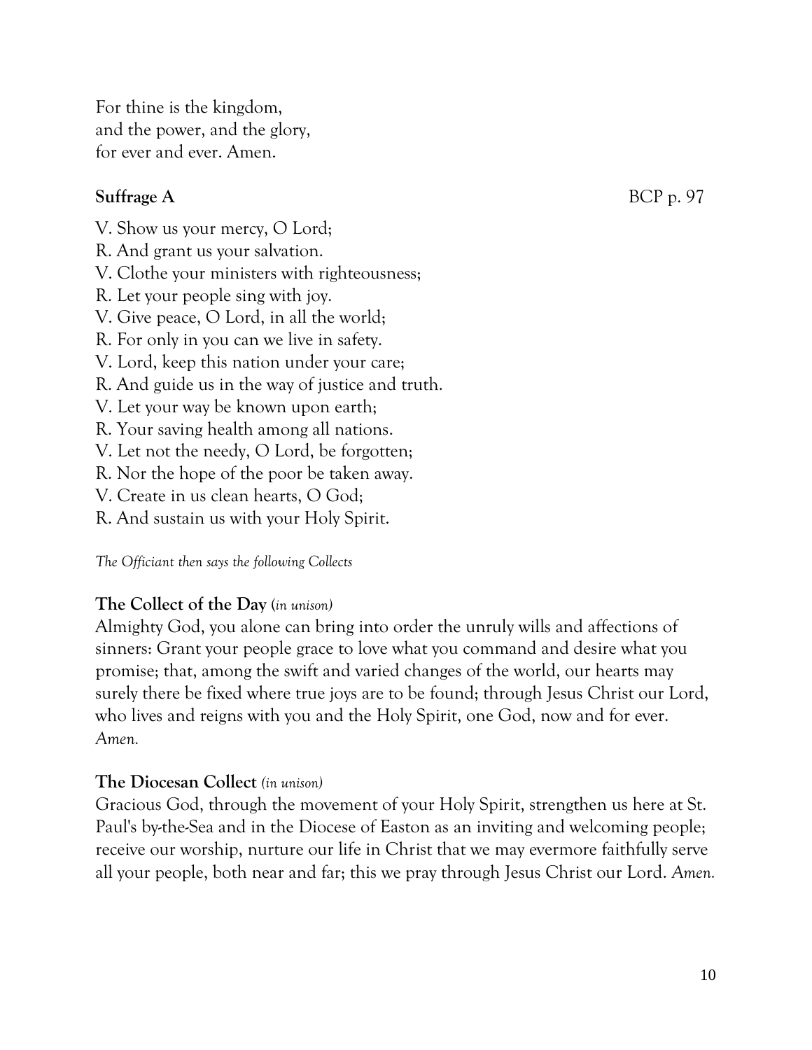For thine is the kingdom,
and the power, and the glory,
for ever and ever. Amen.

**Suffrage A** BCP p. 97

V. Show us your mercy, O Lord;
R. And grant us your salvation.
V. Clothe your ministers with righteousness;
R. Let your people sing with joy.
V. Give peace, O Lord, in all the world;
R. For only in you can we live in safety.
V. Lord, keep this nation under your care;
R. And guide us in the way of justice and truth.
V. Let your way be known upon earth;
R. Your saving health among all nations.
V. Let not the needy, O Lord, be forgotten;
R. Nor the hope of the poor be taken away.
V. Create in us clean hearts, O God;
R. And sustain us with your Holy Spirit.

*The Officiant then says the following Collects*

**The Collect of the Day** (*in unison*)
Almighty God, you alone can bring into order the unruly wills and affections of sinners: Grant your people grace to love what you command and desire what you promise; that, among the swift and varied changes of the world, our hearts may surely there be fixed where true joys are to be found; through Jesus Christ our Lord, who lives and reigns with you and the Holy Spirit, one God, now and for ever. *Amen.*

**The Diocesan Collect** *(in unison)*
Gracious God, through the movement of your Holy Spirit, strengthen us here at St. Paul's by-the-Sea and in the Diocese of Easton as an inviting and welcoming people; receive our worship, nurture our life in Christ that we may evermore faithfully serve all your people, both near and far; this we pray through Jesus Christ our Lord. *Amen.*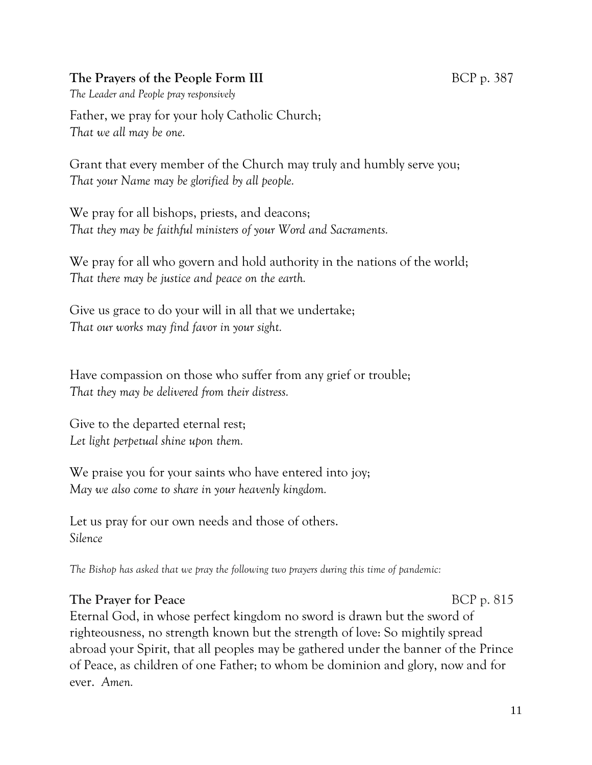**The Prayers of the People Form III** BCP p. 387

*The Leader and People pray responsively*

Father, we pray for your holy Catholic Church;
*That we all may be one.*

Grant that every member of the Church may truly and humbly serve you;
*That your Name may be glorified by all people.*

We pray for all bishops, priests, and deacons;
*That they may be faithful ministers of your Word and Sacraments.*

We pray for all who govern and hold authority in the nations of the world;
*That there may be justice and peace on the earth.*

Give us grace to do your will in all that we undertake;
*That our works may find favor in your sight.*

Have compassion on those who suffer from any grief or trouble;
*That they may be delivered from their distress.*

Give to the departed eternal rest;
*Let light perpetual shine upon them.*

We praise you for your saints who have entered into joy;
*May we also come to share in your heavenly kingdom.*

Let us pray for our own needs and those of others.
*Silence*

*The Bishop has asked that we pray the following two prayers during this time of pandemic:*

**The Prayer for Peace** BCP p. 815

Eternal God, in whose perfect kingdom no sword is drawn but the sword of righteousness, no strength known but the strength of love: So mightily spread abroad your Spirit, that all peoples may be gathered under the banner of the Prince of Peace, as children of one Father; to whom be dominion and glory, now and for ever. *Amen.*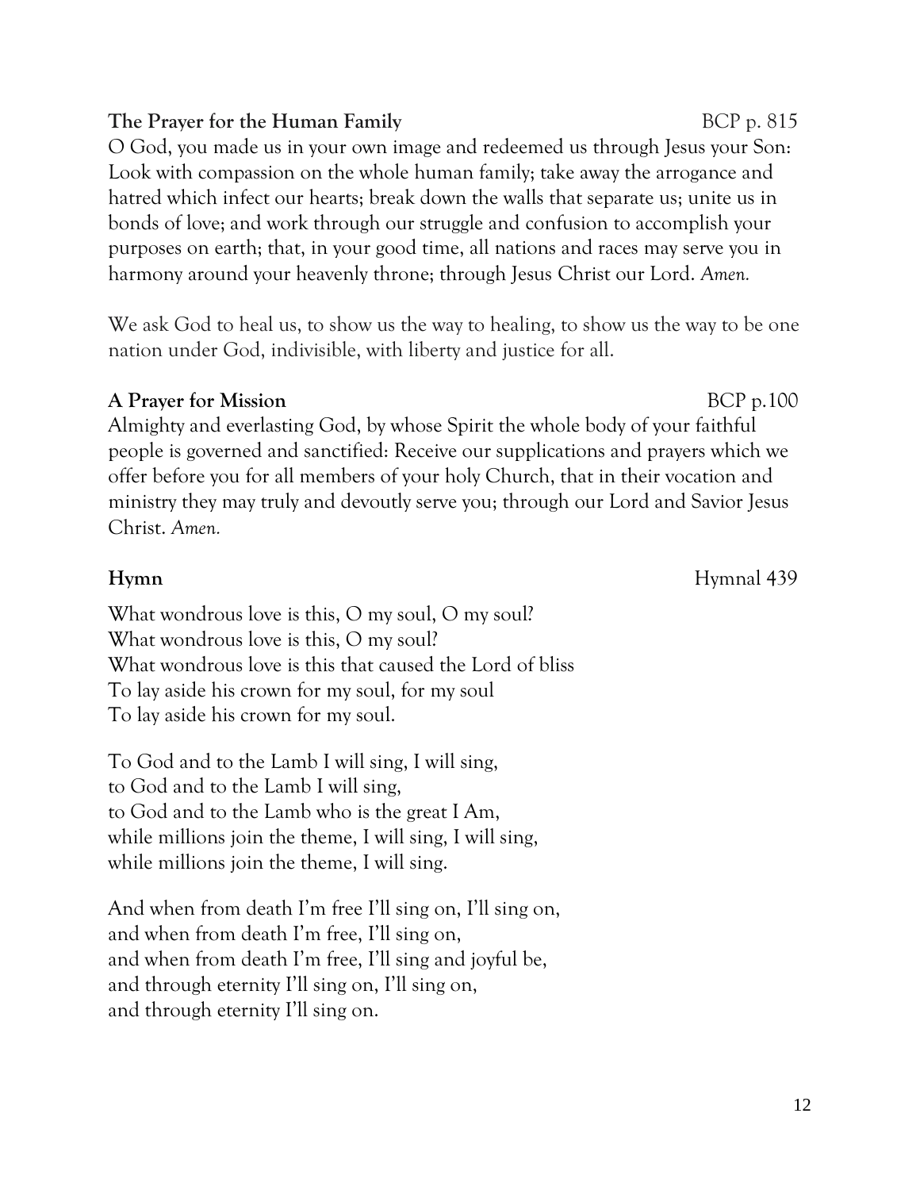**The Prayer for the Human Family** BCP p. 815

O God, you made us in your own image and redeemed us through Jesus your Son: Look with compassion on the whole human family; take away the arrogance and hatred which infect our hearts; break down the walls that separate us; unite us in bonds of love; and work through our struggle and confusion to accomplish your purposes on earth; that, in your good time, all nations and races may serve you in harmony around your heavenly throne; through Jesus Christ our Lord. *Amen.*

We ask God to heal us, to show us the way to healing, to show us the way to be one nation under God, indivisible, with liberty and justice for all.

**A Prayer for Mission** BCP p.100

Almighty and everlasting God, by whose Spirit the whole body of your faithful people is governed and sanctified: Receive our supplications and prayers which we offer before you for all members of your holy Church, that in their vocation and ministry they may truly and devoutly serve you; through our Lord and Savior Jesus Christ. *Amen.*

**Hymn** Hymnal 439

What wondrous love is this, O my soul, O my soul?
What wondrous love is this, O my soul?
What wondrous love is this that caused the Lord of bliss
To lay aside his crown for my soul, for my soul
To lay aside his crown for my soul.

To God and to the Lamb I will sing, I will sing,
to God and to the Lamb I will sing,
to God and to the Lamb who is the great I Am,
while millions join the theme, I will sing, I will sing,
while millions join the theme, I will sing.

And when from death I'm free I'll sing on, I'll sing on,
and when from death I'm free, I'll sing on,
and when from death I'm free, I'll sing and joyful be,
and through eternity I'll sing on, I'll sing on,
and through eternity I'll sing on.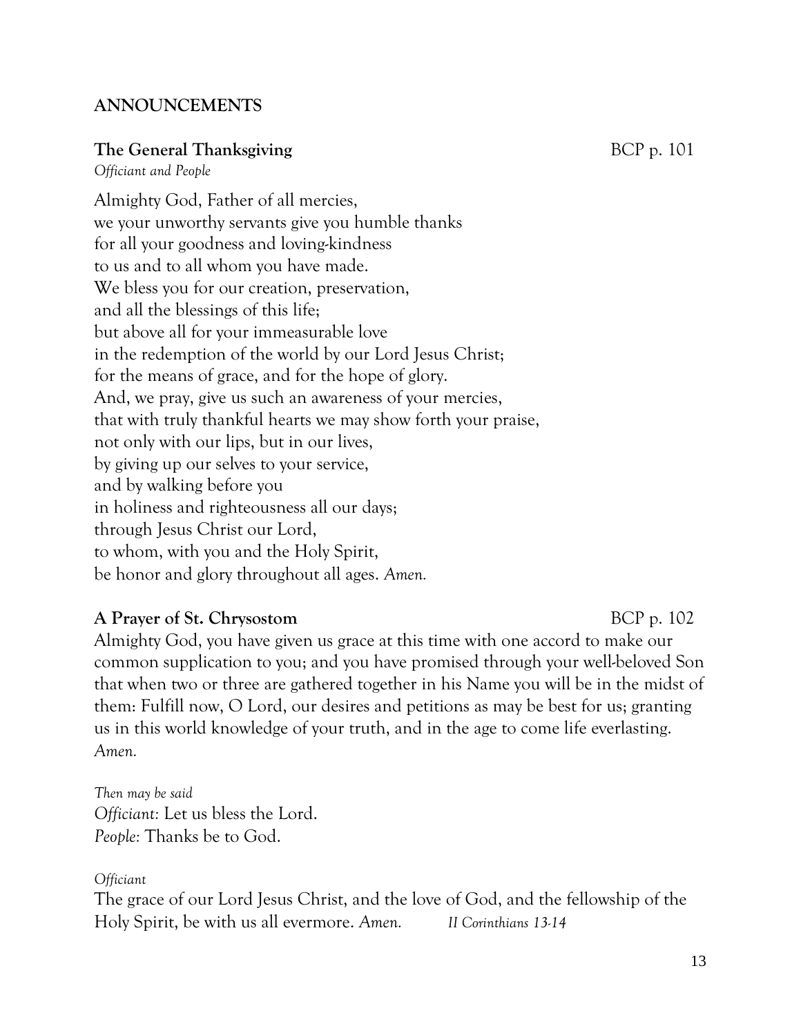## ANNOUNCEMENTS

**The General Thanksgiving** BCP p. 101

*Officiant and People*

Almighty God, Father of all mercies,
we your unworthy servants give you humble thanks
for all your goodness and loving-kindness
to us and to all whom you have made.
We bless you for our creation, preservation,
and all the blessings of this life;
but above all for your immeasurable love
in the redemption of the world by our Lord Jesus Christ;
for the means of grace, and for the hope of glory.
And, we pray, give us such an awareness of your mercies,
that with truly thankful hearts we may show forth your praise,
not only with our lips, but in our lives,
by giving up our selves to your service,
and by walking before you
in holiness and righteousness all our days;
through Jesus Christ our Lord,
to whom, with you and the Holy Spirit,
be honor and glory throughout all ages. *Amen.*

**A Prayer of St. Chrysostom** BCP p. 102

Almighty God, you have given us grace at this time with one accord to make our common supplication to you; and you have promised through your well-beloved Son that when two or three are gathered together in his Name you will be in the midst of them: Fulfill now, O Lord, our desires and petitions as may be best for us; granting us in this world knowledge of your truth, and in the age to come life everlasting. *Amen.*

*Then may be said*
*Officiant:* Let us bless the Lord.
*People:* Thanks be to God.

*Officiant*

The grace of our Lord Jesus Christ, and the love of God, and the fellowship of the Holy Spirit, be with us all evermore. *Amen.* *II Corinthians 13-14*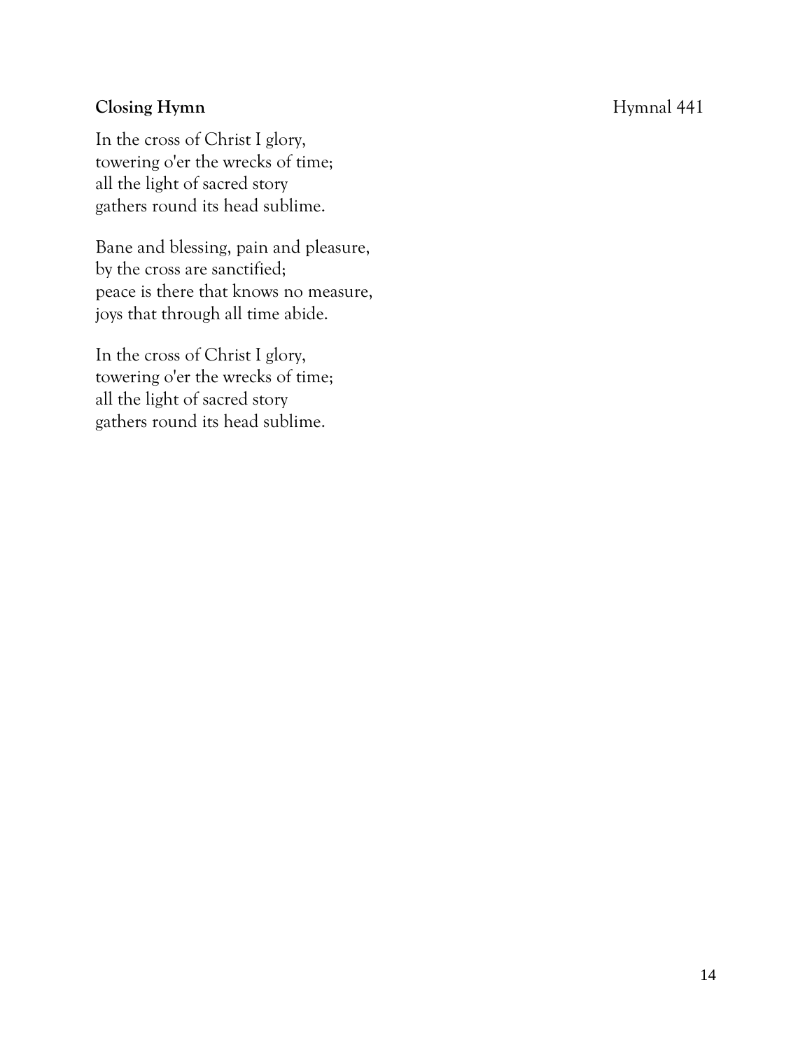**Closing Hymn** Hymnal 441

In the cross of Christ I glory,  
towering o'er the wrecks of time;  
all the light of sacred story  
gathers round its head sublime.

Bane and blessing, pain and pleasure,  
by the cross are sanctified;  
peace is there that knows no measure,  
joys that through all time abide.

In the cross of Christ I glory,  
towering o'er the wrecks of time;  
all the light of sacred story  
gathers round its head sublime.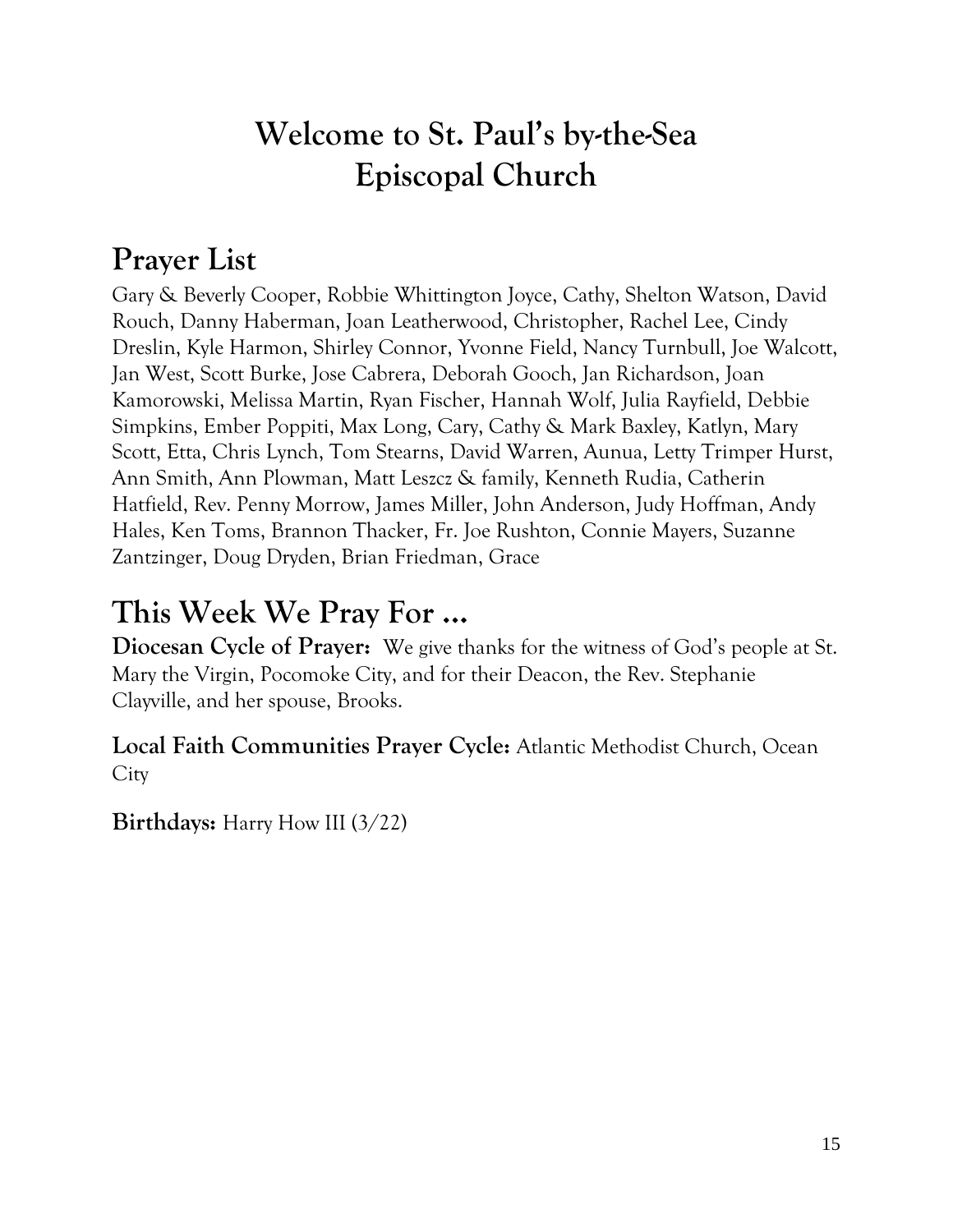# Welcome to St. Paul's by-the-Sea Episcopal Church

## Prayer List

Gary & Beverly Cooper, Robbie Whittington Joyce, Cathy, Shelton Watson, David Rouch, Danny Haberman, Joan Leatherwood, Christopher, Rachel Lee, Cindy Dreslin, Kyle Harmon, Shirley Connor, Yvonne Field, Nancy Turnbull, Joe Walcott, Jan West, Scott Burke, Jose Cabrera, Deborah Gooch, Jan Richardson, Joan Kamorowski, Melissa Martin, Ryan Fischer, Hannah Wolf, Julia Rayfield, Debbie Simpkins, Ember Poppiti, Max Long, Cary, Cathy & Mark Baxley, Katlyn, Mary Scott, Etta, Chris Lynch, Tom Stearns, David Warren, Aunua, Letty Trimper Hurst, Ann Smith, Ann Plowman, Matt Leszcz & family, Kenneth Rudia, Catherin Hatfield, Rev. Penny Morrow, James Miller, John Anderson, Judy Hoffman, Andy Hales, Ken Toms, Brannon Thacker, Fr. Joe Rushton, Connie Mayers, Suzanne Zantzinger, Doug Dryden, Brian Friedman, Grace

## This Week We Pray For …

**Diocesan Cycle of Prayer:** We give thanks for the witness of God's people at St. Mary the Virgin, Pocomoke City, and for their Deacon, the Rev. Stephanie Clayville, and her spouse, Brooks.

**Local Faith Communities Prayer Cycle:** Atlantic Methodist Church, Ocean City

**Birthdays:** Harry How III (3/22)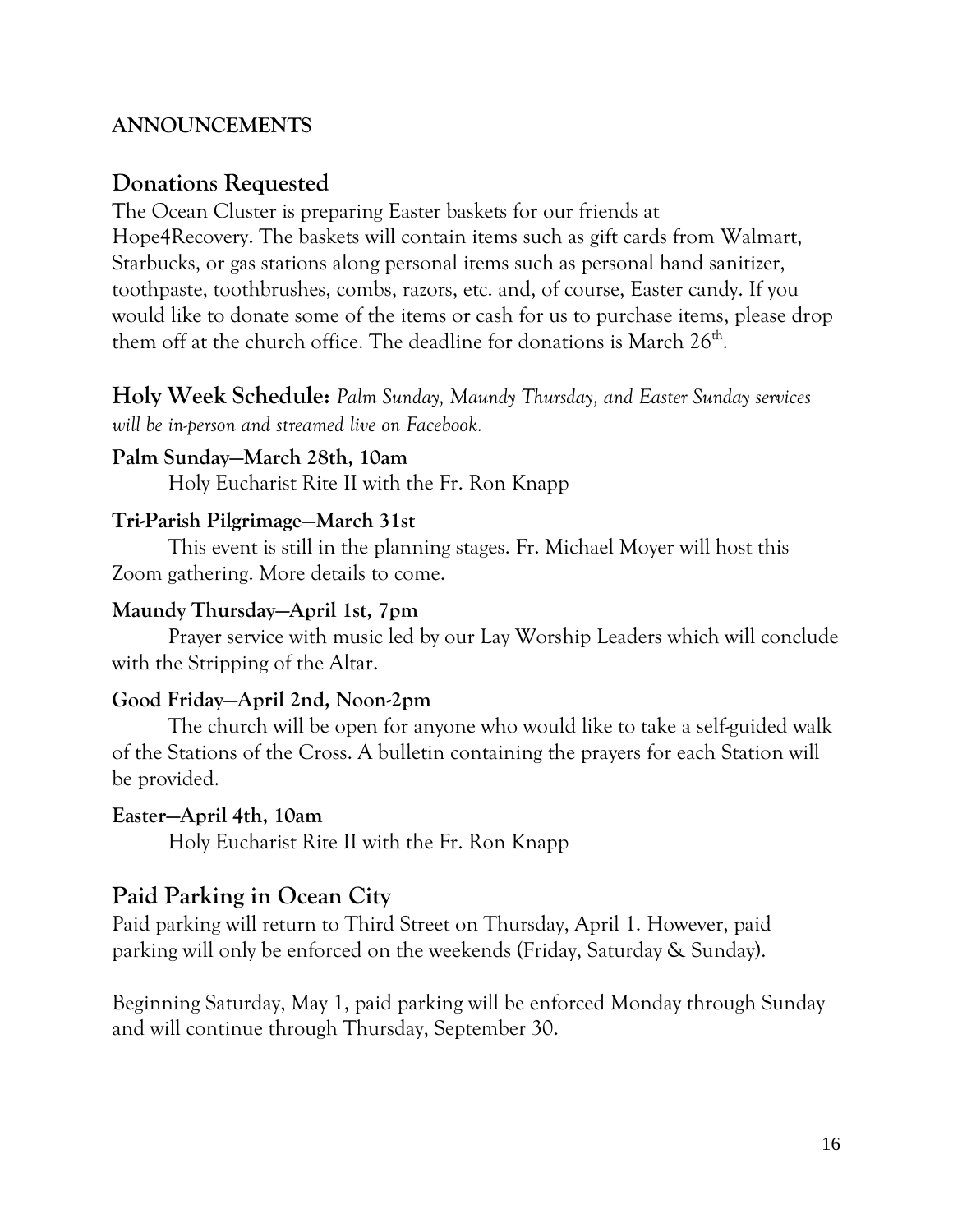**ANNOUNCEMENTS**

## Donations Requested

The Ocean Cluster is preparing Easter baskets for our friends at Hope4Recovery. The baskets will contain items such as gift cards from Walmart, Starbucks, or gas stations along personal items such as personal hand sanitizer, toothpaste, toothbrushes, combs, razors, etc. and, of course, Easter candy. If you would like to donate some of the items or cash for us to purchase items, please drop them off at the church office. The deadline for donations is March 26th.

## Holy Week Schedule: *Palm Sunday, Maundy Thursday, and Easter Sunday services will be in-person and streamed live on Facebook.*

**Palm Sunday—March 28th, 10am**

Holy Eucharist Rite II with the Fr. Ron Knapp

**Tri-Parish Pilgrimage—March 31st**

This event is still in the planning stages. Fr. Michael Moyer will host this Zoom gathering. More details to come.

**Maundy Thursday—April 1st, 7pm**

Prayer service with music led by our Lay Worship Leaders which will conclude with the Stripping of the Altar.

**Good Friday—April 2nd, Noon-2pm**

The church will be open for anyone who would like to take a self-guided walk of the Stations of the Cross. A bulletin containing the prayers for each Station will be provided.

**Easter—April 4th, 10am**

Holy Eucharist Rite II with the Fr. Ron Knapp

## Paid Parking in Ocean City

Paid parking will return to Third Street on Thursday, April 1. However, paid parking will only be enforced on the weekends (Friday, Saturday & Sunday).

Beginning Saturday, May 1, paid parking will be enforced Monday through Sunday and will continue through Thursday, September 30.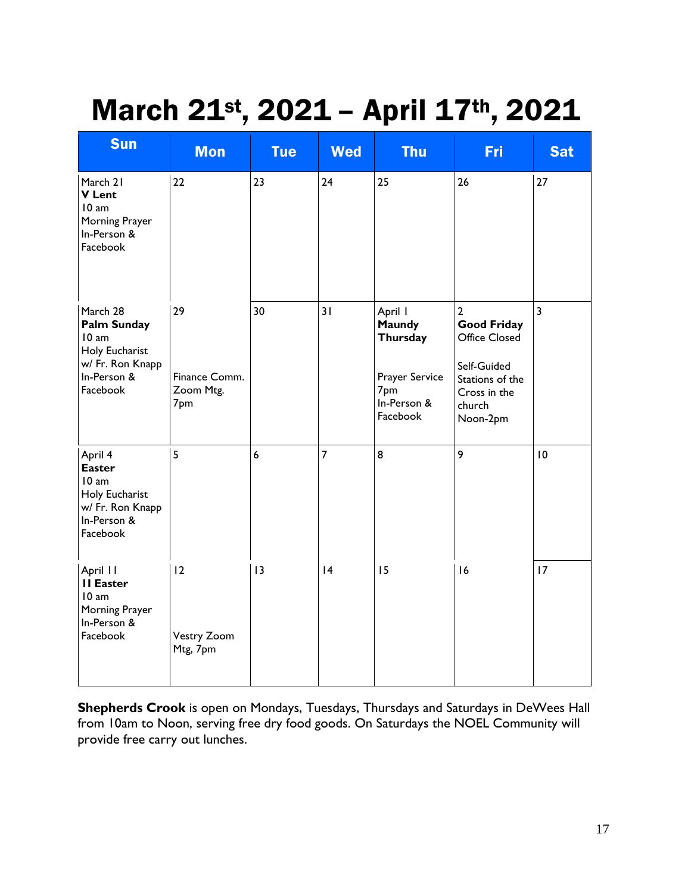# March 21st, 2021 – April 17th, 2021

| Sun | Mon | Tue | Wed | Thu | Fri | Sat |
|---|---|---|---|---|---|---|
| March 21<br>**V Lent**<br>10 am<br>Morning Prayer<br>In-Person & Facebook | 22 | 23 | 24 | 25 | 26 | 27 |
| March 28<br>**Palm Sunday**<br>10 am<br>Holy Eucharist w/ Fr. Ron Knapp<br>In-Person & Facebook | 29<br><br>Finance Comm. Zoom Mtg. 7pm | 30 | 31 | April 1<br>**Maundy Thursday**<br><br>Prayer Service 7pm<br>In-Person & Facebook | 2<br>**Good Friday**<br>Office Closed<br><br>Self-Guided Stations of the Cross in the church<br>Noon-2pm | 3 |
| April 4<br>**Easter**<br>10 am<br>Holy Eucharist w/ Fr. Ron Knapp<br>In-Person & Facebook | 5 | 6 | 7 | 8 | 9 | 10 |
| April 11<br>**II Easter**<br>10 am<br>Morning Prayer<br>In-Person & Facebook | 12<br><br>Vestry Zoom Mtg, 7pm | 13 | 14 | 15 | 16 | 17 |

**Shepherds Crook** is open on Mondays, Tuesdays, Thursdays and Saturdays in DeWees Hall from 10am to Noon, serving free dry food goods. On Saturdays the NOEL Community will provide free carry out lunches.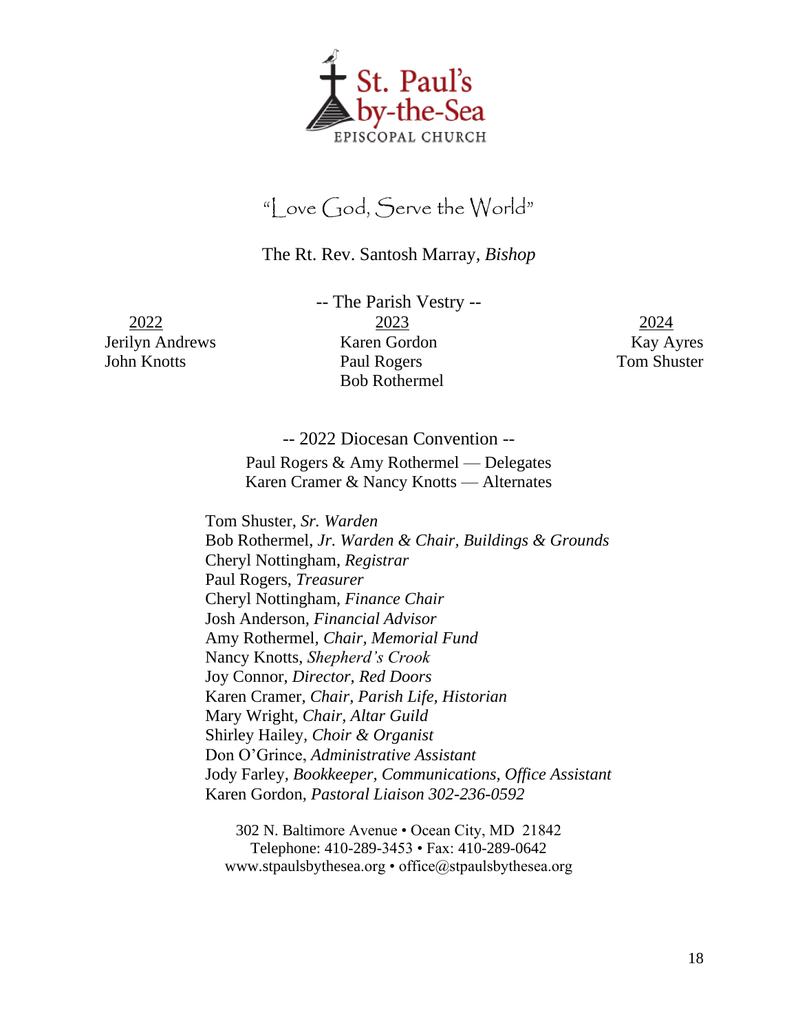St. Paul's by-the-Sea
EPISCOPAL CHURCH

"Love God, Serve the World"

The Rt. Rev. Santosh Marray, *Bishop*

-- The Parish Vestry --

| 2022 | 2023 | 2024 |
|---|---|---|
| Jerilyn Andrews | Karen Gordon | Kay Ayres |
| John Knotts | Paul Rogers | Tom Shuster |
| | Bob Rothermel | |

-- 2022 Diocesan Convention --

Paul Rogers & Amy Rothermel — Delegates
Karen Cramer & Nancy Knotts — Alternates

Tom Shuster, *Sr. Warden*
Bob Rothermel, *Jr. Warden & Chair, Buildings & Grounds*
Cheryl Nottingham, *Registrar*
Paul Rogers, *Treasurer*
Cheryl Nottingham, *Finance Chair*
Josh Anderson, *Financial Advisor*
Amy Rothermel, *Chair, Memorial Fund*
Nancy Knotts, *Shepherd's Crook*
Joy Connor, *Director, Red Doors*
Karen Cramer, *Chair, Parish Life, Historian*
Mary Wright, *Chair, Altar Guild*
Shirley Hailey, *Choir & Organist*
Don O'Grince, *Administrative Assistant*
Jody Farley, *Bookkeeper, Communications, Office Assistant*
Karen Gordon, *Pastoral Liaison 302-236-0592*

302 N. Baltimore Avenue • Ocean City, MD 21842
Telephone: 410-289-3453 • Fax: 410-289-0642
www.stpaulsbythesea.org • office@stpaulsbythesea.org